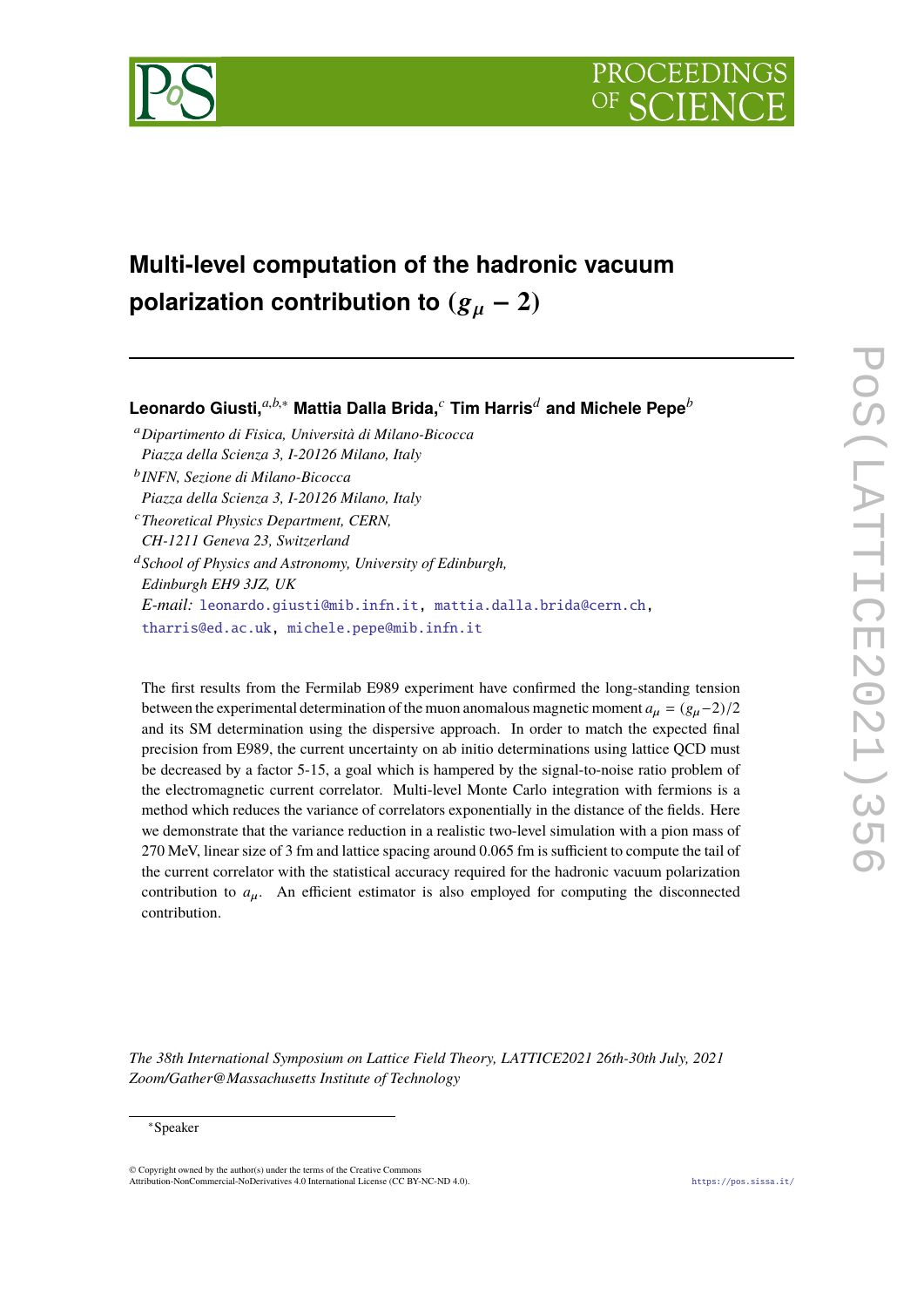# Multi-level computation of the hadronic vacuum polarization contribution to $(g_\mu - 2)$

**Leonardo Giusti,**[a,b,*] **Mattia Dalla Brida,**[c] **Tim Harris**[d] **and Michele Pepe**[b]

[a] *Dipartimento di Fisica, Università di Milano-Bicocca Piazza della Scienza 3, I-20126 Milano, Italy*

[b] *INFN, Sezione di Milano-Bicocca Piazza della Scienza 3, I-20126 Milano, Italy*

[c] *Theoretical Physics Department, CERN, CH-1211 Geneva 23, Switzerland*

[d] *School of Physics and Astronomy, University of Edinburgh, Edinburgh EH9 3JZ, UK*

*E-mail:* leonardo.giusti@mib.infn.it, mattia.dalla.brida@cern.ch, tharris@ed.ac.uk, michele.pepe@mib.infn.it

The first results from the Fermilab E989 experiment have confirmed the long-standing tension between the experimental determination of the muon anomalous magnetic moment $a_\mu = (g_\mu - 2)/2$ and its SM determination using the dispersive approach. In order to match the expected final precision from E989, the current uncertainty on ab initio determinations using lattice QCD must be decreased by a factor 5-15, a goal which is hampered by the signal-to-noise ratio problem of the electromagnetic current correlator. Multi-level Monte Carlo integration with fermions is a method which reduces the variance of correlators exponentially in the distance of the fields. Here we demonstrate that the variance reduction in a realistic two-level simulation with a pion mass of 270 MeV, linear size of 3 fm and lattice spacing around 0.065 fm is sufficient to compute the tail of the current correlator with the statistical accuracy required for the hadronic vacuum polarization contribution to $a_\mu$. An efficient estimator is also employed for computing the disconnected contribution.

*The 38th International Symposium on Lattice Field Theory, LATTICE2021 26th-30th July, 2021 Zoom/Gather@Massachusetts Institute of Technology*

[*] Speaker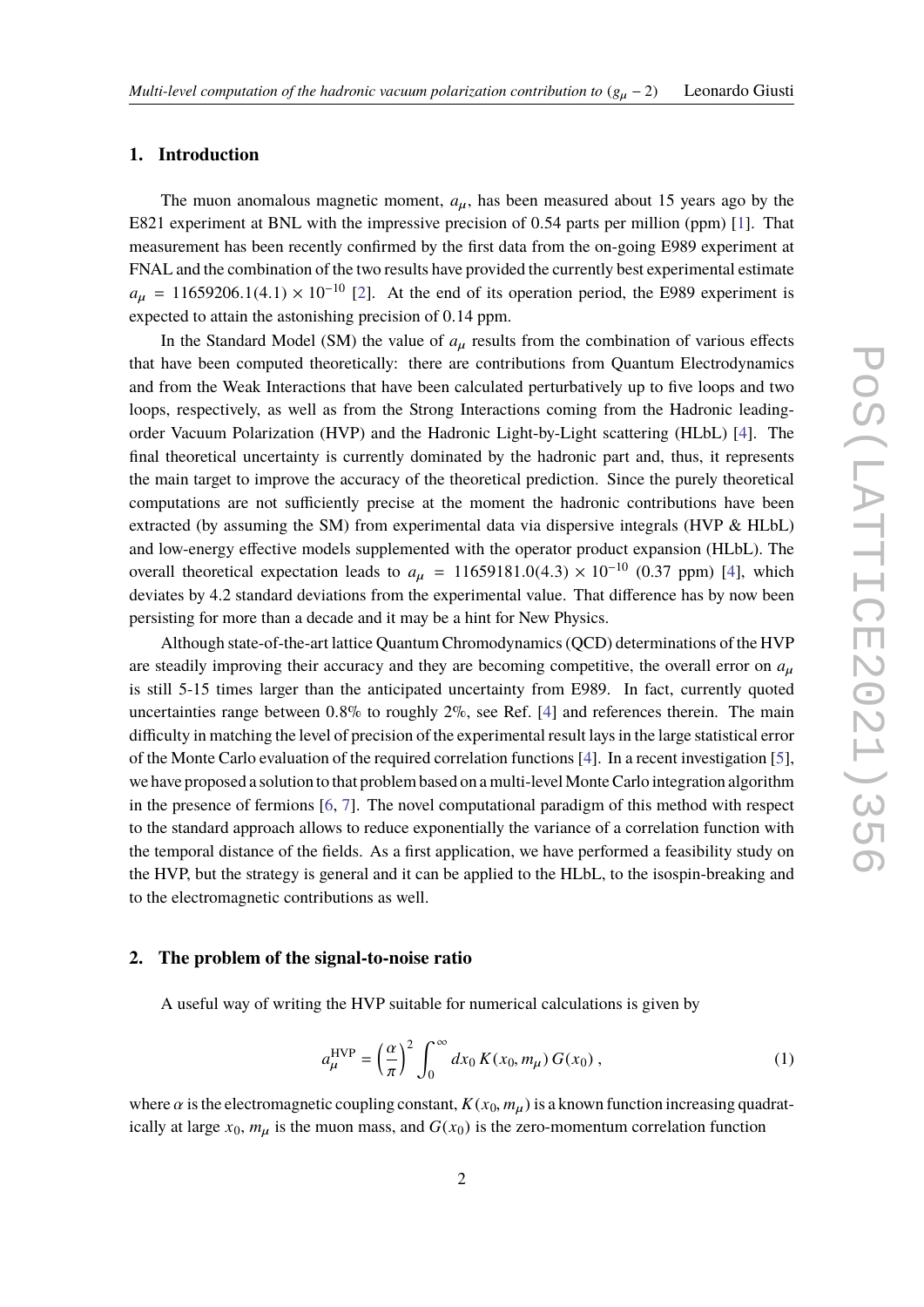## 1. Introduction

The muon anomalous magnetic moment, $a_\mu$, has been measured about 15 years ago by the E821 experiment at BNL with the impressive precision of 0.54 parts per million (ppm) [1]. That measurement has been recently confirmed by the first data from the on-going E989 experiment at FNAL and the combination of the two results have provided the currently best experimental estimate $a_\mu = 11659206.1(4.1) \times 10^{-10}$ [2]. At the end of its operation period, the E989 experiment is expected to attain the astonishing precision of 0.14 ppm.

In the Standard Model (SM) the value of $a_\mu$ results from the combination of various effects that have been computed theoretically: there are contributions from Quantum Electrodynamics and from the Weak Interactions that have been calculated perturbatively up to five loops and two loops, respectively, as well as from the Strong Interactions coming from the Hadronic leading-order Vacuum Polarization (HVP) and the Hadronic Light-by-Light scattering (HLbL) [4]. The final theoretical uncertainty is currently dominated by the hadronic part and, thus, it represents the main target to improve the accuracy of the theoretical prediction. Since the purely theoretical computations are not sufficiently precise at the moment the hadronic contributions have been extracted (by assuming the SM) from experimental data via dispersive integrals (HVP & HLbL) and low-energy effective models supplemented with the operator product expansion (HLbL). The overall theoretical expectation leads to $a_\mu = 11659181.0(4.3) \times 10^{-10}$ (0.37 ppm) [4], which deviates by 4.2 standard deviations from the experimental value. That difference has by now been persisting for more than a decade and it may be a hint for New Physics.

Although state-of-the-art lattice Quantum Chromodynamics (QCD) determinations of the HVP are steadily improving their accuracy and they are becoming competitive, the overall error on $a_\mu$ is still 5-15 times larger than the anticipated uncertainty from E989. In fact, currently quoted uncertainties range between 0.8% to roughly 2%, see Ref. [4] and references therein. The main difficulty in matching the level of precision of the experimental result lays in the large statistical error of the Monte Carlo evaluation of the required correlation functions [4]. In a recent investigation [5], we have proposed a solution to that problem based on a multi-level Monte Carlo integration algorithm in the presence of fermions [6, 7]. The novel computational paradigm of this method with respect to the standard approach allows to reduce exponentially the variance of a correlation function with the temporal distance of the fields. As a first application, we have performed a feasibility study on the HVP, but the strategy is general and it can be applied to the HLbL, to the isospin-breaking and to the electromagnetic contributions as well.

## 2. The problem of the signal-to-noise ratio

A useful way of writing the HVP suitable for numerical calculations is given by

$$a_\mu^{\rm HVP} = \left(\frac{\alpha}{\pi}\right)^2 \int_0^\infty dx_0\, K(x_0, m_\mu)\, G(x_0)\,, \tag{1}$$

where $\alpha$ is the electromagnetic coupling constant, $K(x_0, m_\mu)$ is a known function increasing quadratically at large $x_0$, $m_\mu$ is the muon mass, and $G(x_0)$ is the zero-momentum correlation function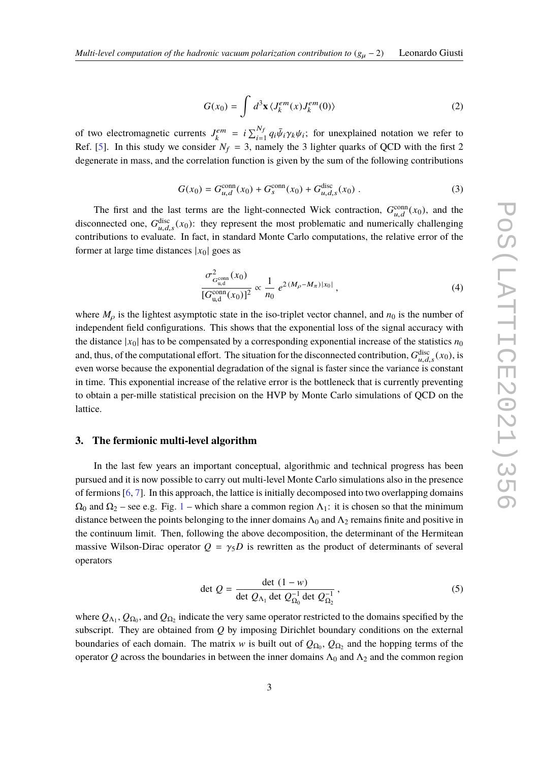$$G(x_0) = \int d^3\mathbf{x}\, \langle J_k^{em}(x) J_k^{em}(0)\rangle \tag{2}$$

of two electromagnetic currents $J_k^{em} = i\sum_{i=1}^{N_f} q_i \bar{\psi}_i \gamma_k \psi_i$; for unexplained notation we refer to Ref. [5]. In this study we consider $N_f = 3$, namely the 3 lighter quarks of QCD with the first 2 degenerate in mass, and the correlation function is given by the sum of the following contributions

$$G(x_0) = G^{\rm conn}_{u,d}(x_0) + G^{\rm conn}_{s}(x_0) + G^{\rm disc}_{u,d,s}(x_0)\ . \tag{3}$$

The first and the last terms are the light-connected Wick contraction, $G^{\rm conn}_{u,d}(x_0)$, and the disconnected one, $G^{\rm disc}_{u,d,s}(x_0)$: they represent the most problematic and numerically challenging contributions to evaluate. In fact, in standard Monte Carlo computations, the relative error of the former at large time distances $|x_0|$ goes as

$$\frac{\sigma^2_{G^{\rm conn}_{\rm u,d}}(x_0)}{[G^{\rm conn}_{\rm u,d}(x_0)]^2} \propto \frac{1}{n_0}\, e^{2\,(M_\rho - M_\pi)|x_0|}\ , \tag{4}$$

where $M_\rho$ is the lightest asymptotic state in the iso-triplet vector channel, and $n_0$ is the number of independent field configurations. This shows that the exponential loss of the signal accuracy with the distance $|x_0|$ has to be compensated by a corresponding exponential increase of the statistics $n_0$ and, thus, of the computational effort. The situation for the disconnected contribution, $G^{\rm disc}_{u,d,s}(x_0)$, is even worse because the exponential degradation of the signal is faster since the variance is constant in time. This exponential increase of the relative error is the bottleneck that is currently preventing to obtain a per-mille statistical precision on the HVP by Monte Carlo simulations of QCD on the lattice.

## 3. The fermionic multi-level algorithm

In the last few years an important conceptual, algorithmic and technical progress has been pursued and it is now possible to carry out multi-level Monte Carlo simulations also in the presence of fermions [6, 7]. In this approach, the lattice is initially decomposed into two overlapping domains $\Omega_0$ and $\Omega_2$ – see e.g. Fig. 1 – which share a common region $\Lambda_1$: it is chosen so that the minimum distance between the points belonging to the inner domains $\Lambda_0$ and $\Lambda_2$ remains finite and positive in the continuum limit. Then, following the above decomposition, the determinant of the Hermitean massive Wilson-Dirac operator $Q = \gamma_5 D$ is rewritten as the product of determinants of several operators

$$\det\, Q = \frac{\det\,(1-w)}{\det\, Q_{\Lambda_1}\, \det\, Q^{-1}_{\Omega_0}\, \det\, Q^{-1}_{\Omega_2}}\ , \tag{5}$$

where $Q_{\Lambda_1}$, $Q_{\Omega_0}$, and $Q_{\Omega_2}$ indicate the very same operator restricted to the domains specified by the subscript. They are obtained from $Q$ by imposing Dirichlet boundary conditions on the external boundaries of each domain. The matrix $w$ is built out of $Q_{\Omega_0}$, $Q_{\Omega_2}$ and the hopping terms of the operator $Q$ across the boundaries in between the inner domains $\Lambda_0$ and $\Lambda_2$ and the common region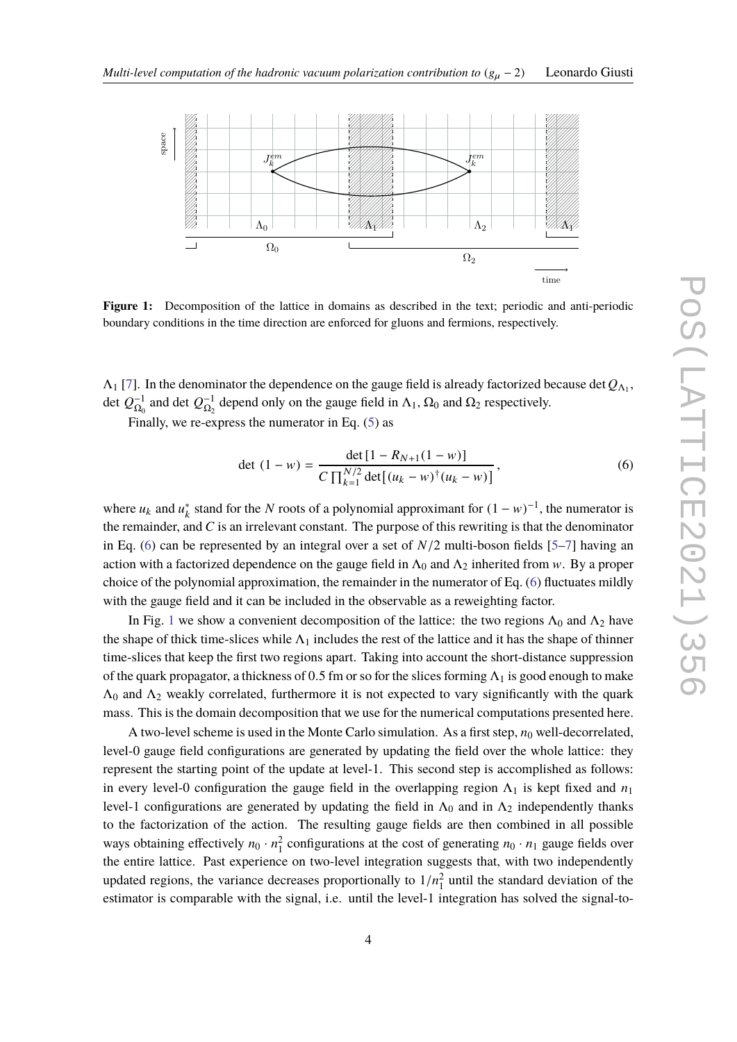**Figure 1:** Decomposition of the lattice in domains as described in the text; periodic and anti-periodic boundary conditions in the time direction are enforced for gluons and fermions, respectively.

$\Lambda_1$ [7]. In the denominator the dependence on the gauge field is already factorized because $\det Q_{\Lambda_1}$, $\det Q_{\Omega_0}^{-1}$ and $\det Q_{\Omega_2}^{-1}$ depend only on the gauge field in $\Lambda_1$, $\Omega_0$ and $\Omega_2$ respectively.

Finally, we re-express the numerator in Eq. (5) as

$$\det\,(1-w) = \frac{\det\left[1 - R_{N+1}(1-w)\right]}{C\prod_{k=1}^{N/2}\det\left[(u_k - w)^\dagger (u_k - w)\right]}\,, \tag{6}$$

where $u_k$ and $u_k^*$ stand for the $N$ roots of a polynomial approximant for $(1-w)^{-1}$, the numerator is the remainder, and $C$ is an irrelevant constant. The purpose of this rewriting is that the denominator in Eq. (6) can be represented by an integral over a set of $N/2$ multi-boson fields [5–7] having an action with a factorized dependence on the gauge field in $\Lambda_0$ and $\Lambda_2$ inherited from $w$. By a proper choice of the polynomial approximation, the remainder in the numerator of Eq. (6) fluctuates mildly with the gauge field and it can be included in the observable as a reweighting factor.

In Fig. 1 we show a convenient decomposition of the lattice: the two regions $\Lambda_0$ and $\Lambda_2$ have the shape of thick time-slices while $\Lambda_1$ includes the rest of the lattice and it has the shape of thinner time-slices that keep the first two regions apart. Taking into account the short-distance suppression of the quark propagator, a thickness of 0.5 fm or so for the slices forming $\Lambda_1$ is good enough to make $\Lambda_0$ and $\Lambda_2$ weakly correlated, furthermore it is not expected to vary significantly with the quark mass. This is the domain decomposition that we use for the numerical computations presented here.

A two-level scheme is used in the Monte Carlo simulation. As a first step, $n_0$ well-decorrelated, level-0 gauge field configurations are generated by updating the field over the whole lattice: they represent the starting point of the update at level-1. This second step is accomplished as follows: in every level-0 configuration the gauge field in the overlapping region $\Lambda_1$ is kept fixed and $n_1$ level-1 configurations are generated by updating the field in $\Lambda_0$ and in $\Lambda_2$ independently thanks to the factorization of the action. The resulting gauge fields are then combined in all possible ways obtaining effectively $n_0 \cdot n_1^2$ configurations at the cost of generating $n_0 \cdot n_1$ gauge fields over the entire lattice. Past experience on two-level integration suggests that, with two independently updated regions, the variance decreases proportionally to $1/n_1^2$ until the standard deviation of the estimator is comparable with the signal, i.e. until the level-1 integration has solved the signal-to-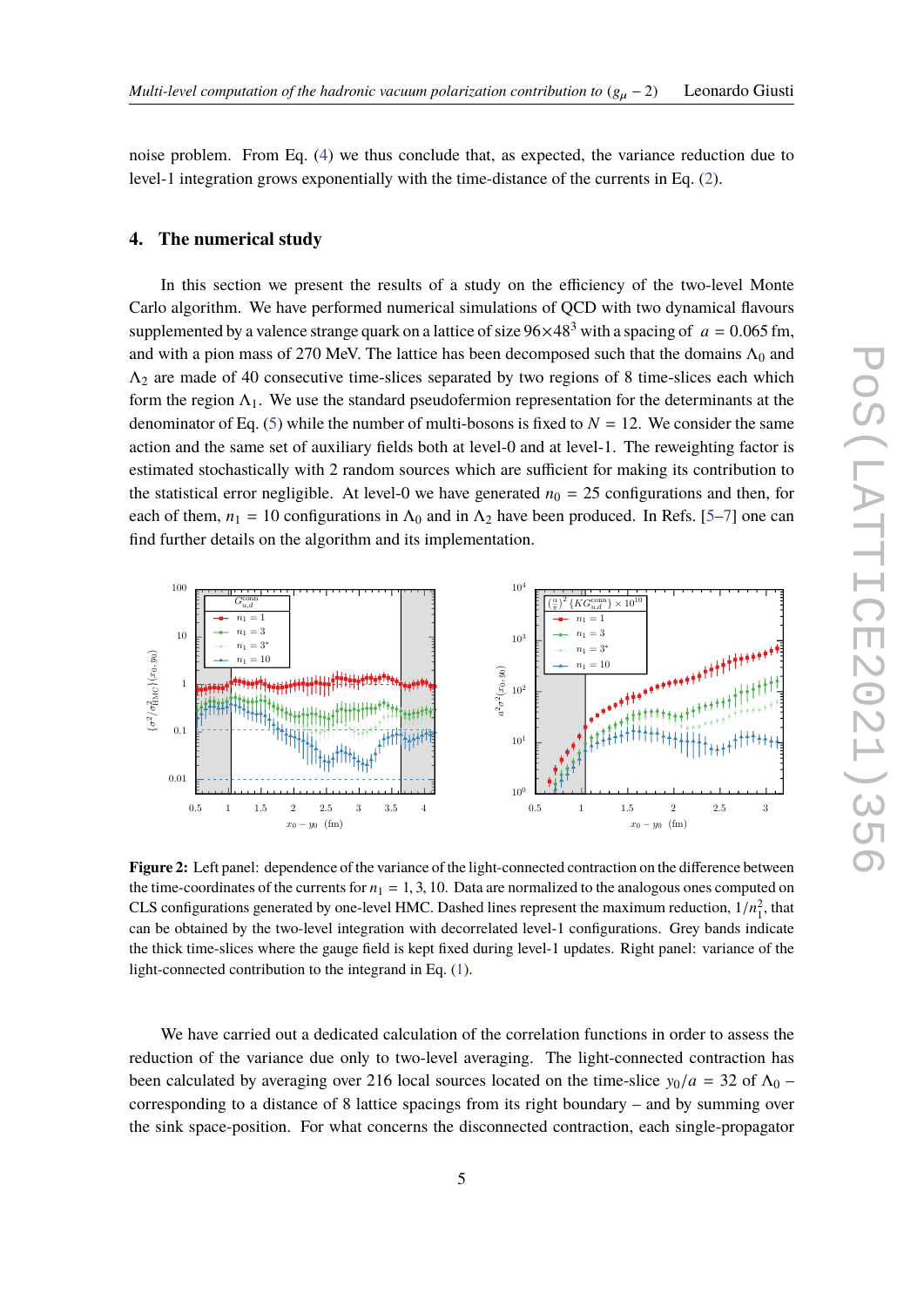noise problem. From Eq. (4) we thus conclude that, as expected, the variance reduction due to level-1 integration grows exponentially with the time-distance of the currents in Eq. (2).

## 4. The numerical study

In this section we present the results of a study on the efficiency of the two-level Monte Carlo algorithm. We have performed numerical simulations of QCD with two dynamical flavours supplemented by a valence strange quark on a lattice of size $96 \times 48^3$ with a spacing of $a = 0.065$ fm, and with a pion mass of 270 MeV. The lattice has been decomposed such that the domains $\Lambda_0$ and $\Lambda_2$ are made of 40 consecutive time-slices separated by two regions of 8 time-slices each which form the region $\Lambda_1$. We use the standard pseudofermion representation for the determinants at the denominator of Eq. (5) while the number of multi-bosons is fixed to $N = 12$. We consider the same action and the same set of auxiliary fields both at level-0 and at level-1. The reweighting factor is estimated stochastically with 2 random sources which are sufficient for making its contribution to the statistical error negligible. At level-0 we have generated $n_0 = 25$ configurations and then, for each of them, $n_1 = 10$ configurations in $\Lambda_0$ and in $\Lambda_2$ have been produced. In Refs. [5–7] one can find further details on the algorithm and its implementation.

**Figure 2:** Left panel: dependence of the variance of the light-connected contraction on the difference between the time-coordinates of the currents for $n_1 = 1, 3, 10$. Data are normalized to the analogous ones computed on CLS configurations generated by one-level HMC. Dashed lines represent the maximum reduction, $1/n_1^2$, that can be obtained by the two-level integration with decorrelated level-1 configurations. Grey bands indicate the thick time-slices where the gauge field is kept fixed during level-1 updates. Right panel: variance of the light-connected contribution to the integrand in Eq. (1).

We have carried out a dedicated calculation of the correlation functions in order to assess the reduction of the variance due only to two-level averaging. The light-connected contraction has been calculated by averaging over 216 local sources located on the time-slice $y_0/a = 32$ of $\Lambda_0$ – corresponding to a distance of 8 lattice spacings from its right boundary – and by summing over the sink space-position. For what concerns the disconnected contraction, each single-propagator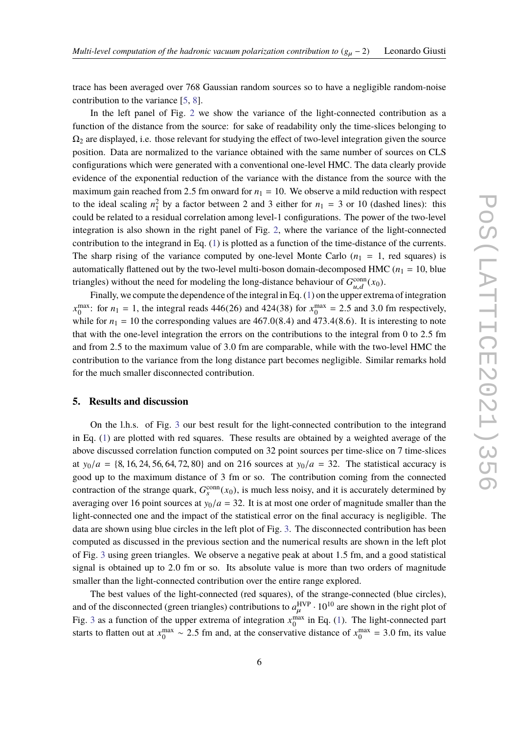trace has been averaged over 768 Gaussian random sources so to have a negligible random-noise contribution to the variance [5, 8].

In the left panel of Fig. 2 we show the variance of the light-connected contribution as a function of the distance from the source: for sake of readability only the time-slices belonging to $\Omega_2$ are displayed, i.e. those relevant for studying the effect of two-level integration given the source position. Data are normalized to the variance obtained with the same number of sources on CLS configurations which were generated with a conventional one-level HMC. The data clearly provide evidence of the exponential reduction of the variance with the distance from the source with the maximum gain reached from 2.5 fm onward for $n_1 = 10$. We observe a mild reduction with respect to the ideal scaling $n_1^2$ by a factor between 2 and 3 either for $n_1 = 3$ or 10 (dashed lines): this could be related to a residual correlation among level-1 configurations. The power of the two-level integration is also shown in the right panel of Fig. 2, where the variance of the light-connected contribution to the integrand in Eq. (1) is plotted as a function of the time-distance of the currents. The sharp rising of the variance computed by one-level Monte Carlo ($n_1 = 1$, red squares) is automatically flattened out by the two-level multi-boson domain-decomposed HMC ($n_1 = 10$, blue triangles) without the need for modeling the long-distance behaviour of $G^{\rm conn}_{u,d}(x_0)$.

Finally, we compute the dependence of the integral in Eq. (1) on the upper extrema of integration $x_0^{\rm max}$: for $n_1 = 1$, the integral reads 446(26) and 424(38) for $x_0^{\rm max} = 2.5$ and 3.0 fm respectively, while for $n_1 = 10$ the corresponding values are 467.0(8.4) and 473.4(8.6). It is interesting to note that with the one-level integration the errors on the contributions to the integral from 0 to 2.5 fm and from 2.5 to the maximum value of 3.0 fm are comparable, while with the two-level HMC the contribution to the variance from the long distance part becomes negligible. Similar remarks hold for the much smaller disconnected contribution.

## 5. Results and discussion

On the l.h.s. of Fig. 3 our best result for the light-connected contribution to the integrand in Eq. (1) are plotted with red squares. These results are obtained by a weighted average of the above discussed correlation function computed on 32 point sources per time-slice on 7 time-slices at $y_0/a = \{8, 16, 24, 56, 64, 72, 80\}$ and on 216 sources at $y_0/a = 32$. The statistical accuracy is good up to the maximum distance of 3 fm or so. The contribution coming from the connected contraction of the strange quark, $G^{\rm conn}_s(x_0)$, is much less noisy, and it is accurately determined by averaging over 16 point sources at $y_0/a = 32$. It is at most one order of magnitude smaller than the light-connected one and the impact of the statistical error on the final accuracy is negligible. The data are shown using blue circles in the left plot of Fig. 3. The disconnected contribution has been computed as discussed in the previous section and the numerical results are shown in the left plot of Fig. 3 using green triangles. We observe a negative peak at about 1.5 fm, and a good statistical signal is obtained up to 2.0 fm or so. Its absolute value is more than two orders of magnitude smaller than the light-connected contribution over the entire range explored.

The best values of the light-connected (red squares), of the strange-connected (blue circles), and of the disconnected (green triangles) contributions to $a_\mu^{\rm HVP} \cdot 10^{10}$ are shown in the right plot of Fig. 3 as a function of the upper extrema of integration $x_0^{\rm max}$ in Eq. (1). The light-connected part starts to flatten out at $x_0^{\rm max} \sim 2.5$ fm and, at the conservative distance of $x_0^{\rm max} = 3.0$ fm, its value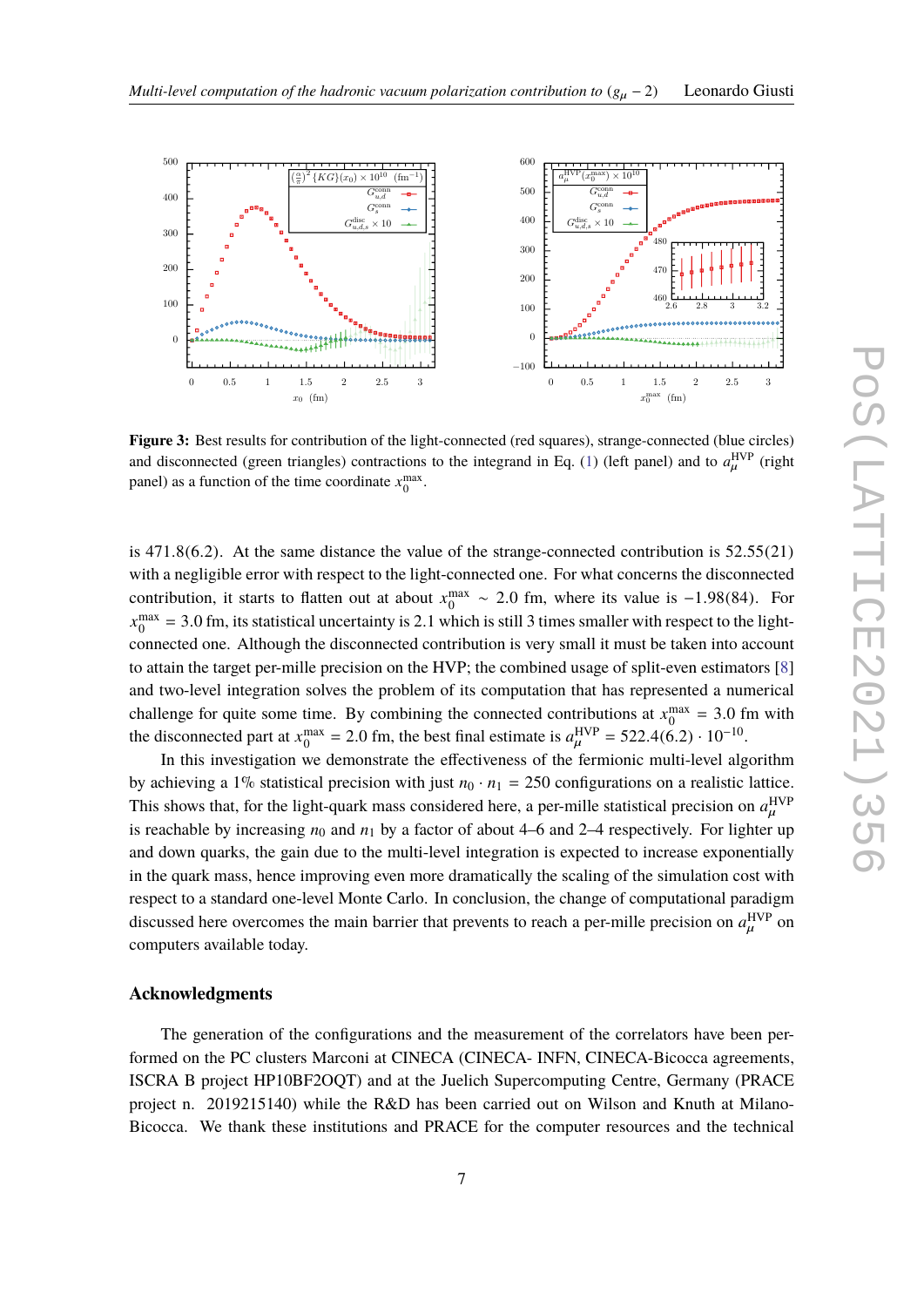**Figure 3:** Best results for contribution of the light-connected (red squares), strange-connected (blue circles) and disconnected (green triangles) contractions to the integrand in Eq. (1) (left panel) and to $a_\mu^{\mathrm{HVP}}$ (right panel) as a function of the time coordinate $x_0^{\mathrm{max}}$.

is 471.8(6.2). At the same distance the value of the strange-connected contribution is 52.55(21) with a negligible error with respect to the light-connected one. For what concerns the disconnected contribution, it starts to flatten out at about $x_0^{\mathrm{max}} \sim 2.0$ fm, where its value is $-1.98(84)$. For $x_0^{\mathrm{max}} = 3.0$ fm, its statistical uncertainty is 2.1 which is still 3 times smaller with respect to the light-connected one. Although the disconnected contribution is very small it must be taken into account to attain the target per-mille precision on the HVP; the combined usage of split-even estimators [8] and two-level integration solves the problem of its computation that has represented a numerical challenge for quite some time. By combining the connected contributions at $x_0^{\mathrm{max}} = 3.0$ fm with the disconnected part at $x_0^{\mathrm{max}} = 2.0$ fm, the best final estimate is $a_\mu^{\mathrm{HVP}} = 522.4(6.2) \cdot 10^{-10}$.

In this investigation we demonstrate the effectiveness of the fermionic multi-level algorithm by achieving a 1% statistical precision with just $n_0 \cdot n_1 = 250$ configurations on a realistic lattice. This shows that, for the light-quark mass considered here, a per-mille statistical precision on $a_\mu^{\mathrm{HVP}}$ is reachable by increasing $n_0$ and $n_1$ by a factor of about 4–6 and 2–4 respectively. For lighter up and down quarks, the gain due to the multi-level integration is expected to increase exponentially in the quark mass, hence improving even more dramatically the scaling of the simulation cost with respect to a standard one-level Monte Carlo. In conclusion, the change of computational paradigm discussed here overcomes the main barrier that prevents to reach a per-mille precision on $a_\mu^{\mathrm{HVP}}$ on computers available today.

## Acknowledgments

The generation of the configurations and the measurement of the correlators have been performed on the PC clusters Marconi at CINECA (CINECA- INFN, CINECA-Bicocca agreements, ISCRA B project HP10BF2OQT) and at the Juelich Supercomputing Centre, Germany (PRACE project n. 2019215140) while the R&D has been carried out on Wilson and Knuth at Milano-Bicocca. We thank these institutions and PRACE for the computer resources and the technical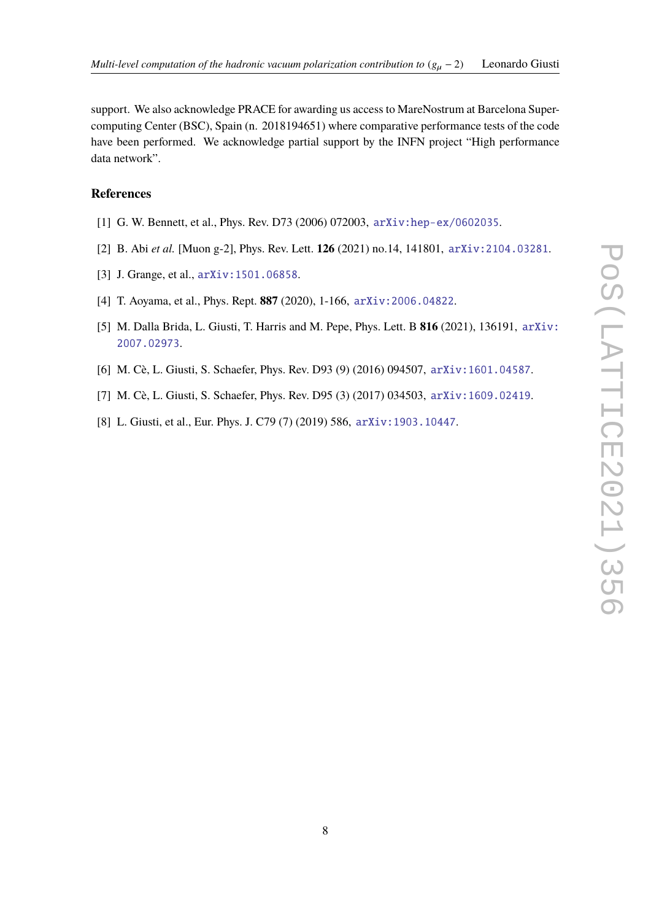support. We also acknowledge PRACE for awarding us access to MareNostrum at Barcelona Supercomputing Center (BSC), Spain (n. 2018194651) where comparative performance tests of the code have been performed. We acknowledge partial support by the INFN project "High performance data network".

## References

[1] G. W. Bennett, et al., Phys. Rev. D73 (2006) 072003, arXiv:hep-ex/0602035.

[2] B. Abi *et al.* [Muon g-2], Phys. Rev. Lett. **126** (2021) no.14, 141801, arXiv:2104.03281.

[3] J. Grange, et al., arXiv:1501.06858.

[4] T. Aoyama, et al., Phys. Rept. **887** (2020), 1-166, arXiv:2006.04822.

[5] M. Dalla Brida, L. Giusti, T. Harris and M. Pepe, Phys. Lett. B **816** (2021), 136191, arXiv:2007.02973.

[6] M. Cè, L. Giusti, S. Schaefer, Phys. Rev. D93 (9) (2016) 094507, arXiv:1601.04587.

[7] M. Cè, L. Giusti, S. Schaefer, Phys. Rev. D95 (3) (2017) 034503, arXiv:1609.02419.

[8] L. Giusti, et al., Eur. Phys. J. C79 (7) (2019) 586, arXiv:1903.10447.